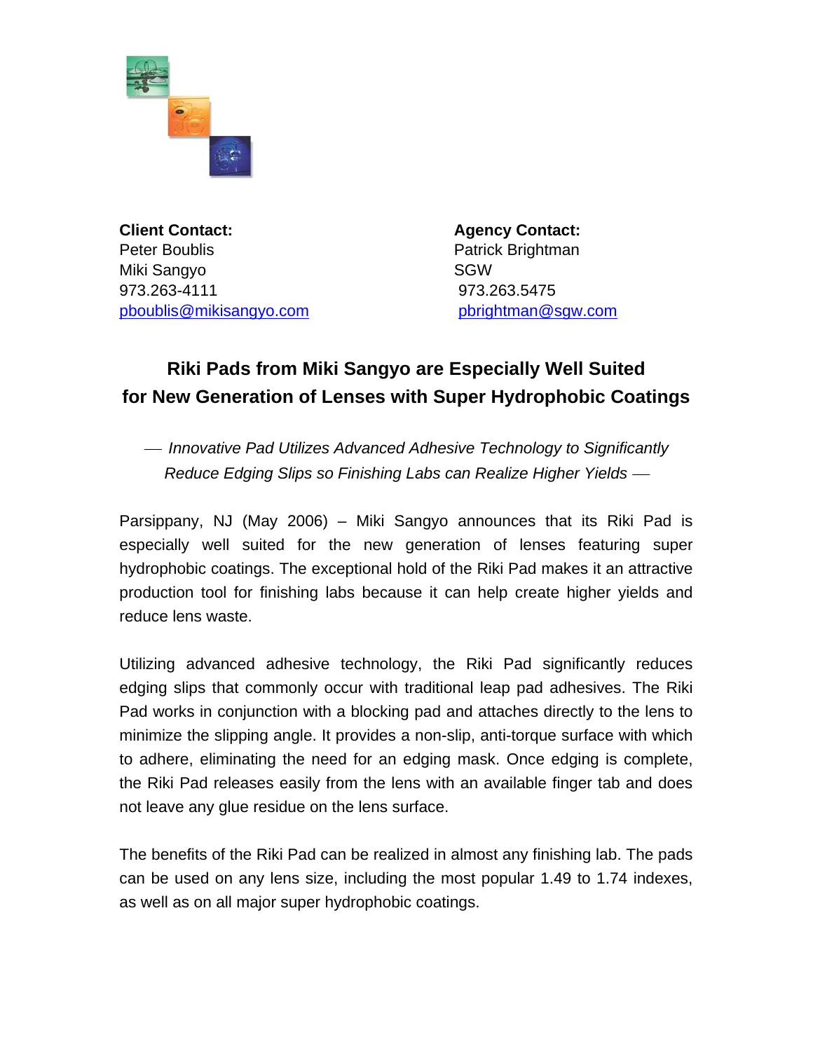**Client Contact:**
Peter Boublis
Miki Sangyo
973.263-4111
pboublis@mikisangyo.com

**Agency Contact:**
Patrick Brightman
SGW
973.263.5475
pbrightman@sgw.com

## Riki Pads from Miki Sangyo are Especially Well Suited for New Generation of Lenses with Super Hydrophobic Coatings

*— Innovative Pad Utilizes Advanced Adhesive Technology to Significantly Reduce Edging Slips so Finishing Labs can Realize Higher Yields —*

Parsippany, NJ (May 2006) – Miki Sangyo announces that its Riki Pad is especially well suited for the new generation of lenses featuring super hydrophobic coatings. The exceptional hold of the Riki Pad makes it an attractive production tool for finishing labs because it can help create higher yields and reduce lens waste.

Utilizing advanced adhesive technology, the Riki Pad significantly reduces edging slips that commonly occur with traditional leap pad adhesives. The Riki Pad works in conjunction with a blocking pad and attaches directly to the lens to minimize the slipping angle. It provides a non-slip, anti-torque surface with which to adhere, eliminating the need for an edging mask. Once edging is complete, the Riki Pad releases easily from the lens with an available finger tab and does not leave any glue residue on the lens surface.

The benefits of the Riki Pad can be realized in almost any finishing lab. The pads can be used on any lens size, including the most popular 1.49 to 1.74 indexes, as well as on all major super hydrophobic coatings.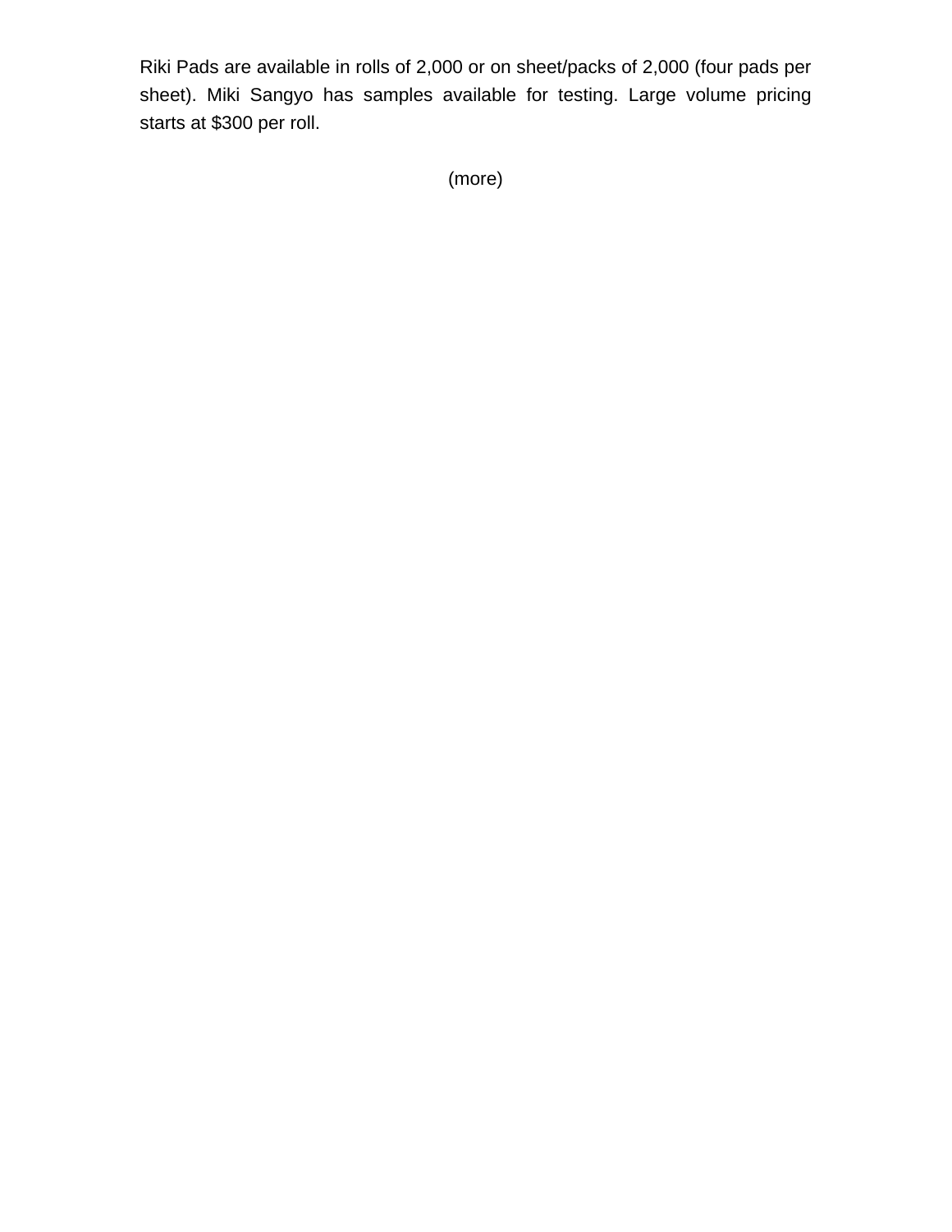Riki Pads are available in rolls of 2,000 or on sheet/packs of 2,000 (four pads per sheet). Miki Sangyo has samples available for testing. Large volume pricing starts at $300 per roll.

(more)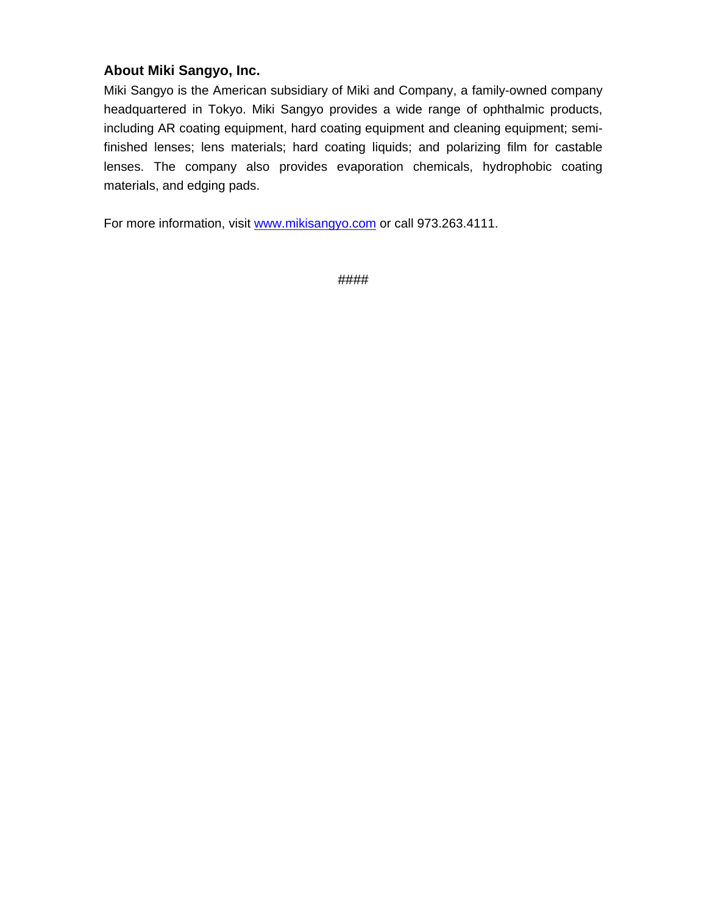## About Miki Sangyo, Inc.

Miki Sangyo is the American subsidiary of Miki and Company, a family-owned company headquartered in Tokyo. Miki Sangyo provides a wide range of ophthalmic products, including AR coating equipment, hard coating equipment and cleaning equipment; semi-finished lenses; lens materials; hard coating liquids; and polarizing film for castable lenses. The company also provides evaporation chemicals, hydrophobic coating materials, and edging pads.

For more information, visit [www.mikisangyo.com](http://www.mikisangyo.com) or call 973.263.4111.

####